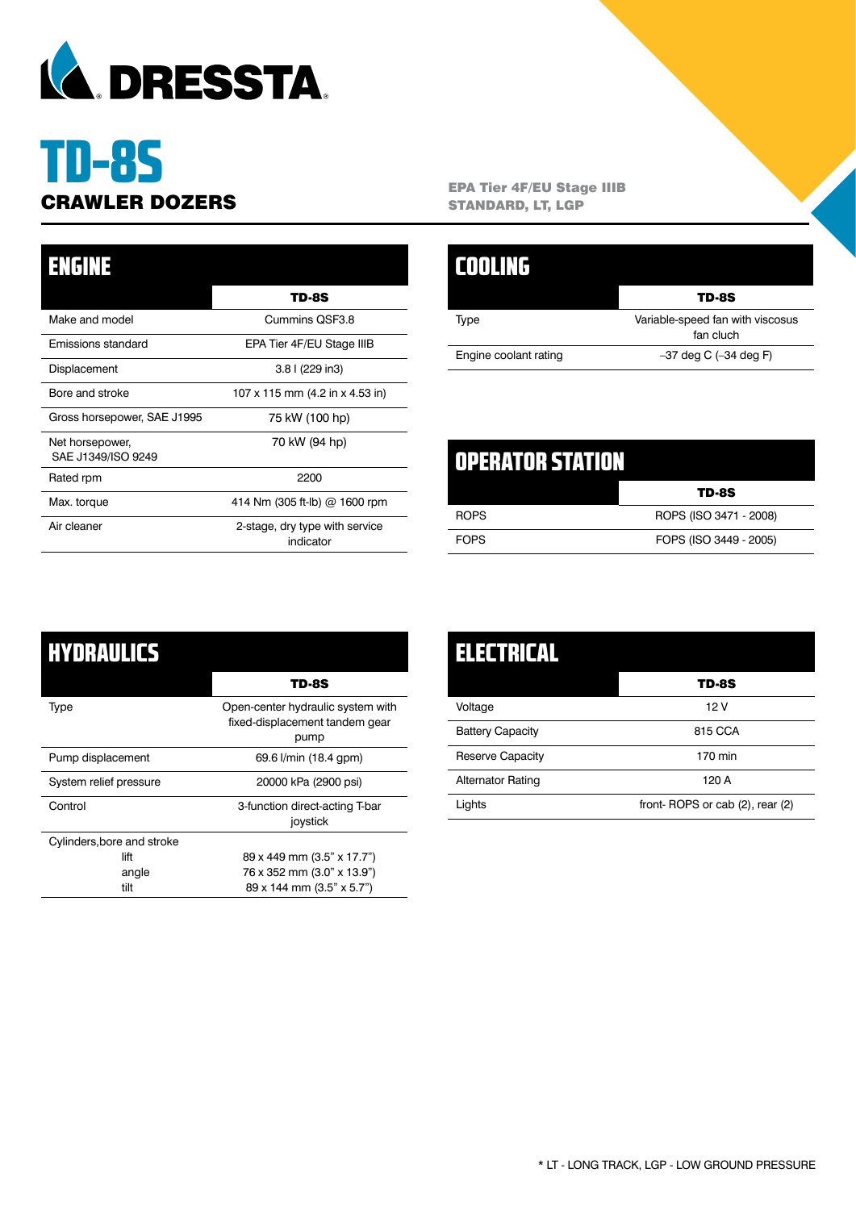DRESSTA

# TD-8S

## CRAWLER DOZERS

**EPA Tier 4F/EU Stage IIIB**
**STANDARD, LT, LGP**

## ENGINE

| | TD-8S |
|---|---|
| Make and model | Cummins QSF3.8 |
| Emissions standard | EPA Tier 4F/EU Stage IIIB |
| Displacement | 3.8 l (229 in3) |
| Bore and stroke | 107 x 115 mm (4.2 in x 4.53 in) |
| Gross horsepower, SAE J1995 | 75 kW (100 hp) |
| Net horsepower, SAE J1349/ISO 9249 | 70 kW (94 hp) |
| Rated rpm | 2200 |
| Max. torque | 414 Nm (305 ft-lb) @ 1600 rpm |
| Air cleaner | 2-stage, dry type with service indicator |

## COOLING

| | TD-8S |
|---|---|
| Type | Variable-speed fan with viscosus fan cluch |
| Engine coolant rating | –37 deg C (–34 deg F) |

## OPERATOR STATION

| | TD-8S |
|---|---|
| ROPS | ROPS (ISO 3471 - 2008) |
| FOPS | FOPS (ISO 3449 - 2005) |

## HYDRAULICS

| | TD-8S |
|---|---|
| Type | Open-center hydraulic system with fixed-displacement tandem gear pump |
| Pump displacement | 69.6 l/min (18.4 gpm) |
| System relief pressure | 20000 kPa (2900 psi) |
| Control | 3-function direct-acting T-bar joystick |
| Cylinders,bore and stroke | |
| lift | 89 x 449 mm (3.5" x 17.7") |
| angle | 76 x 352 mm (3.0" x 13.9") |
| tilt | 89 x 144 mm (3.5" x 5.7") |

## ELECTRICAL

| | TD-8S |
|---|---|
| Voltage | 12 V |
| Battery Capacity | 815 CCA |
| Reserve Capacity | 170 min |
| Alternator Rating | 120 A |
| Lights | front- ROPS or cab (2), rear (2) |

* LT - LONG TRACK, LGP - LOW GROUND PRESSURE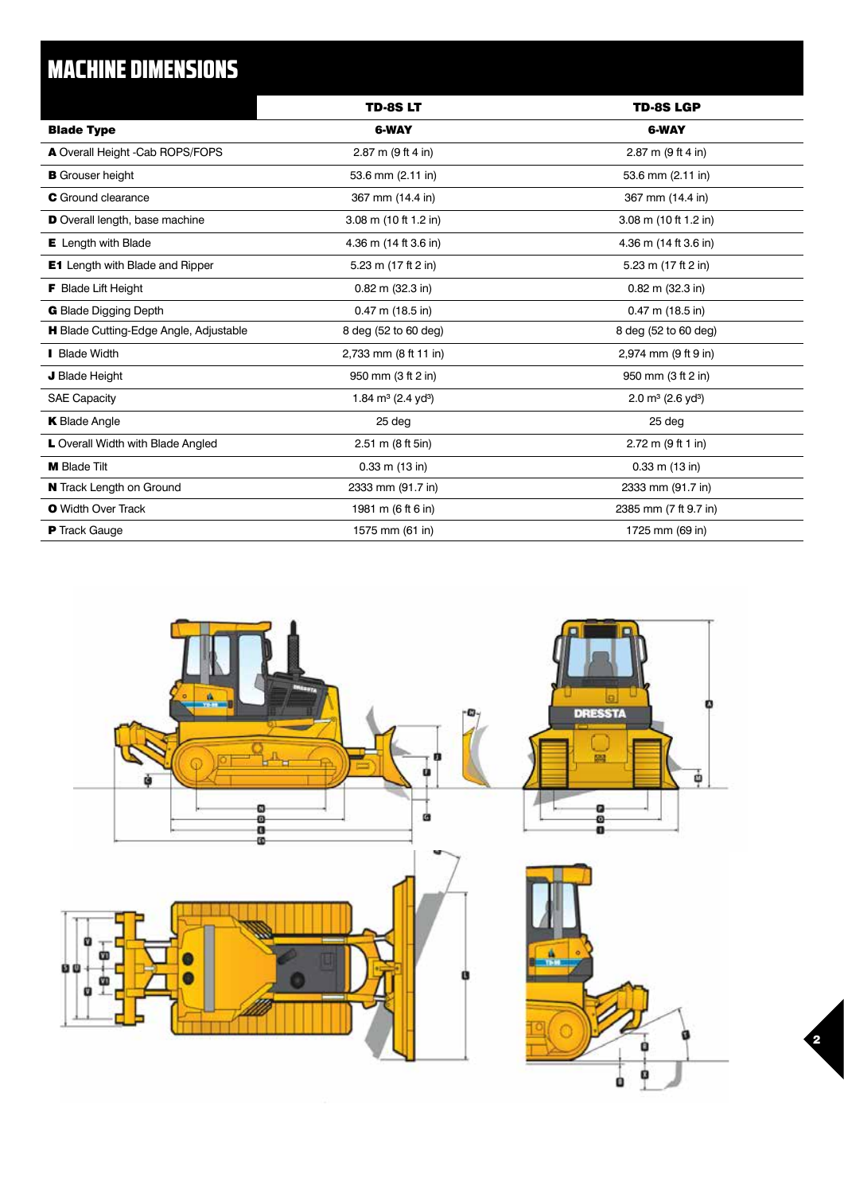# MACHINE DIMENSIONS

| | TD-8S LT | TD-8S LGP |
|---|---|---|
| **Blade Type** | **6-WAY** | **6-WAY** |
| **A** Overall Height -Cab ROPS/FOPS | 2.87 m (9 ft 4 in) | 2.87 m (9 ft 4 in) |
| **B** Grouser height | 53.6 mm (2.11 in) | 53.6 mm (2.11 in) |
| **C** Ground clearance | 367 mm (14.4 in) | 367 mm (14.4 in) |
| **D** Overall length, base machine | 3.08 m (10 ft 1.2 in) | 3.08 m (10 ft 1.2 in) |
| **E** Length with Blade | 4.36 m (14 ft 3.6 in) | 4.36 m (14 ft 3.6 in) |
| **E1** Length with Blade and Ripper | 5.23 m (17 ft 2 in) | 5.23 m (17 ft 2 in) |
| **F** Blade Lift Height | 0.82 m (32.3 in) | 0.82 m (32.3 in) |
| **G** Blade Digging Depth | 0.47 m (18.5 in) | 0.47 m (18.5 in) |
| **H** Blade Cutting-Edge Angle, Adjustable | 8 deg (52 to 60 deg) | 8 deg (52 to 60 deg) |
| **I** Blade Width | 2,733 mm (8 ft 11 in) | 2,974 mm (9 ft 9 in) |
| **J** Blade Height | 950 mm (3 ft 2 in) | 950 mm (3 ft 2 in) |
| SAE Capacity | 1.84 $m^3$ (2.4 $yd^3$) | 2.0 $m^3$ (2.6 $yd^3$) |
| **K** Blade Angle | 25 deg | 25 deg |
| **L** Overall Width with Blade Angled | 2.51 m (8 ft 5in) | 2.72 m (9 ft 1 in) |
| **M** Blade Tilt | 0.33 m (13 in) | 0.33 m (13 in) |
| **N** Track Length on Ground | 2333 mm (91.7 in) | 2333 mm (91.7 in) |
| **O** Width Over Track | 1981 m (6 ft 6 in) | 2385 mm (7 ft 9.7 in) |
| **P** Track Gauge | 1575 mm (61 in) | 1725 mm (69 in) |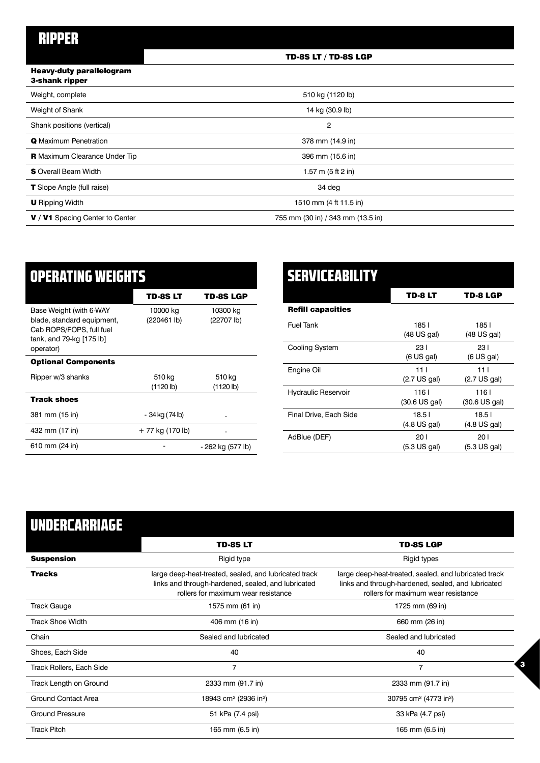# RIPPER

| | TD-8S LT / TD-8S LGP |
|---|---|
| **Heavy-duty parallelogram 3-shank ripper** | |
| Weight, complete | 510 kg (1120 lb) |
| Weight of Shank | 14 kg (30.9 lb) |
| Shank positions (vertical) | 2 |
| **Q** Maximum Penetration | 378 mm (14.9 in) |
| **R** Maximum Clearance Under Tip | 396 mm (15.6 in) |
| **S** Overall Beam Width | 1.57 m (5 ft 2 in) |
| **T** Slope Angle (full raise) | 34 deg |
| **U** Ripping Width | 1510 mm (4 ft 11.5 in) |
| **V / V1** Spacing Center to Center | 755 mm (30 in) / 343 mm (13.5 in) |

# OPERATING WEIGHTS

| | TD-8S LT | TD-8S LGP |
|---|---|---|
| Base Weight (with 6-WAY blade, standard equipment, Cab ROPS/FOPS, full fuel tank, and 79-kg [175 lb] operator) | 10000 kg (220461 lb) | 10300 kg (22707 lb) |
| **Optional Components** | | |
| Ripper w/3 shanks | 510 kg (1120 lb) | 510 kg (1120 lb) |
| **Track shoes** | | |
| 381 mm (15 in) | - 34 kg (74 lb) | - |
| 432 mm (17 in) | + 77 kg (170 lb) | - |
| 610 mm (24 in) | - | - 262 kg (577 lb) |

# SERVICEABILITY

| | TD-8 LT | TD-8 LGP |
|---|---|---|
| **Refill capacities** | | |
| Fuel Tank | 185 l (48 US gal) | 185 l (48 US gal) |
| Cooling System | 23 l (6 US gal) | 23 l (6 US gal) |
| Engine Oil | 11 l (2.7 US gal) | 11 l (2.7 US gal) |
| Hydraulic Reservoir | 116 l (30.6 US gal) | 116 l (30.6 US gal) |
| Final Drive, Each Side | 18.5 l (4.8 US gal) | 18.5 l (4.8 US gal) |
| AdBlue (DEF) | 20 l (5.3 US gal) | 20 l (5.3 US gal) |

# UNDERCARRIAGE

| | TD-8S LT | TD-8S LGP |
|---|---|---|
| **Suspension** | Rigid type | Rigid types |
| **Tracks** | large deep-heat-treated, sealed, and lubricated track links and through-hardened, sealed, and lubricated rollers for maximum wear resistance | large deep-heat-treated, sealed, and lubricated track links and through-hardened, sealed, and lubricated rollers for maximum wear resistance |
| Track Gauge | 1575 mm (61 in) | 1725 mm (69 in) |
| Track Shoe Width | 406 mm (16 in) | 660 mm (26 in) |
| Chain | Sealed and lubricated | Sealed and lubricated |
| Shoes, Each Side | 40 | 40 |
| Track Rollers, Each Side | 7 | 7 |
| Track Length on Ground | 2333 mm (91.7 in) | 2333 mm (91.7 in) |
| Ground Contact Area | 18943 $cm^2$ (2936 $in^2$) | 30795 $cm^2$ (4773 $in^2$) |
| Ground Pressure | 51 kPa (7.4 psi) | 33 kPa (4.7 psi) |
| Track Pitch | 165 mm (6.5 in) | 165 mm (6.5 in) |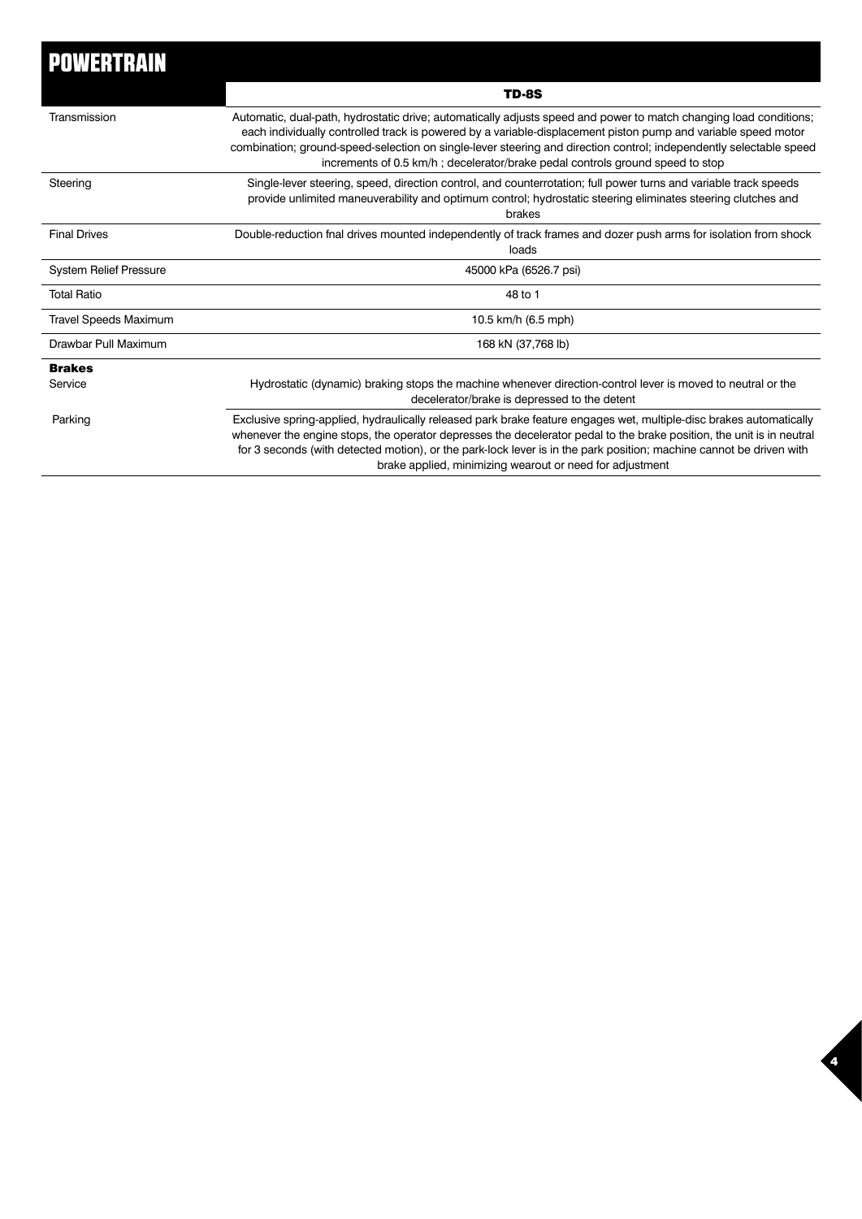# POWERTRAIN

| | TD-8S |
|---|---|
| Transmission | Automatic, dual-path, hydrostatic drive; automatically adjusts speed and power to match changing load conditions; each individually controlled track is powered by a variable-displacement piston pump and variable speed motor combination; ground-speed-selection on single-lever steering and direction control; independently selectable speed increments of 0.5 km/h ; decelerator/brake pedal controls ground speed to stop |
| Steering | Single-lever steering, speed, direction control, and counterrotation; full power turns and variable track speeds provide unlimited maneuverability and optimum control; hydrostatic steering eliminates steering clutches and brakes |
| Final Drives | Double-reduction fnal drives mounted independently of track frames and dozer push arms for isolation from shock loads |
| System Relief Pressure | 45000 kPa (6526.7 psi) |
| Total Ratio | 48 to 1 |
| Travel Speeds Maximum | 10.5 km/h (6.5 mph) |
| Drawbar Pull Maximum | 168 kN (37,768 lb) |
| **Brakes** | |
| Service | Hydrostatic (dynamic) braking stops the machine whenever direction-control lever is moved to neutral or the decelerator/brake is depressed to the detent |
| Parking | Exclusive spring-applied, hydraulically released park brake feature engages wet, multiple-disc brakes automatically whenever the engine stops, the operator depresses the decelerator pedal to the brake position, the unit is in neutral for 3 seconds (with detected motion), or the park-lock lever is in the park position; machine cannot be driven with brake applied, minimizing wearout or need for adjustment |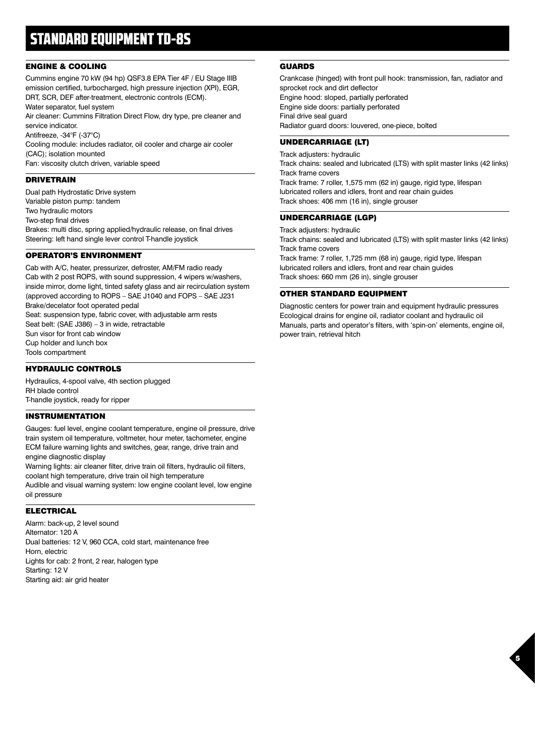# STANDARD EQUIPMENT TD-8S

## ENGINE & COOLING

Cummins engine 70 kW (94 hp) QSF3.8 EPA Tier 4F / EU Stage IIIB emission certified, turbocharged, high pressure injection (XPI), EGR, DRT, SCR, DEF after-treatment, electronic controls (ECM).
Water separator, fuel system
Air cleaner: Cummins Filtration Direct Flow, dry type, pre cleaner and service indicator.
Antifreeze, -34°F (-37°C)
Cooling module: includes radiator, oil cooler and charge air cooler (CAC); isolation mounted
Fan: viscosity clutch driven, variable speed

## DRIVETRAIN

Dual path Hydrostatic Drive system
Variable piston pump: tandem
Two hydraulic motors
Two-step final drives
Brakes: multi disc, spring applied/hydraulic release, on final drives
Steering: left hand single lever control T-handle joystick

## OPERATOR'S ENVIRONMENT

Cab with A/C, heater, pressurizer, defroster, AM/FM radio ready
Cab with 2 post ROPS, with sound suppression, 4 wipers w/washers, inside mirror, dome light, tinted safety glass and air recirculation system (approved according to ROPS – SAE J1040 and FOPS – SAE J231
Brake/decelator foot operated pedal
Seat: suspension type, fabric cover, with adjustable arm rests
Seat belt: (SAE J386) – 3 in wide, retractable
Sun visor for front cab window
Cup holder and lunch box
Tools compartment

## HYDRAULIC CONTROLS

Hydraulics, 4-spool valve, 4th section plugged
RH blade control
T-handle joystick, ready for ripper

## INSTRUMENTATION

Gauges: fuel level, engine coolant temperature, engine oil pressure, drive train system oil temperature, voltmeter, hour meter, tachometer, engine ECM failure warning lights and switches, gear, range, drive train and engine diagnostic display
Warning lights: air cleaner filter, drive train oil filters, hydraulic oil filters, coolant high temperature, drive train oil high temperature
Audible and visual warning system: low engine coolant level, low engine oil pressure

## ELECTRICAL

Alarm: back-up, 2 level sound
Alternator: 120 A
Dual batteries: 12 V, 960 CCA, cold start, maintenance free
Horn, electric
Lights for cab: 2 front, 2 rear, halogen type
Starting: 12 V
Starting aid: air grid heater

## GUARDS

Crankcase (hinged) with front pull hook: transmission, fan, radiator and sprocket rock and dirt deflector
Engine hood: sloped, partially perforated
Engine side doors: partially perforated
Final drive seal guard
Radiator guard doors: louvered, one-piece, bolted

## UNDERCARRIAGE (LT)

Track adjusters: hydraulic
Track chains: sealed and lubricated (LTS) with split master links (42 links)
Track frame covers
Track frame: 7 roller, 1,575 mm (62 in) gauge, rigid type, lifespan lubricated rollers and idlers, front and rear chain guides
Track shoes: 406 mm (16 in), single grouser

## UNDERCARRIAGE (LGP)

Track adjusters: hydraulic
Track chains: sealed and lubricated (LTS) with split master links (42 links)
Track frame covers
Track frame: 7 roller, 1,725 mm (68 in) gauge, rigid type, lifespan lubricated rollers and idlers, front and rear chain guides
Track shoes: 660 mm (26 in), single grouser

## OTHER STANDARD EQUIPMENT

Diagnostic centers for power train and equipment hydraulic pressures
Ecological drains for engine oil, radiator coolant and hydraulic oil
Manuals, parts and operator's filters, with 'spin-on' elements, engine oil, power train, retrieval hitch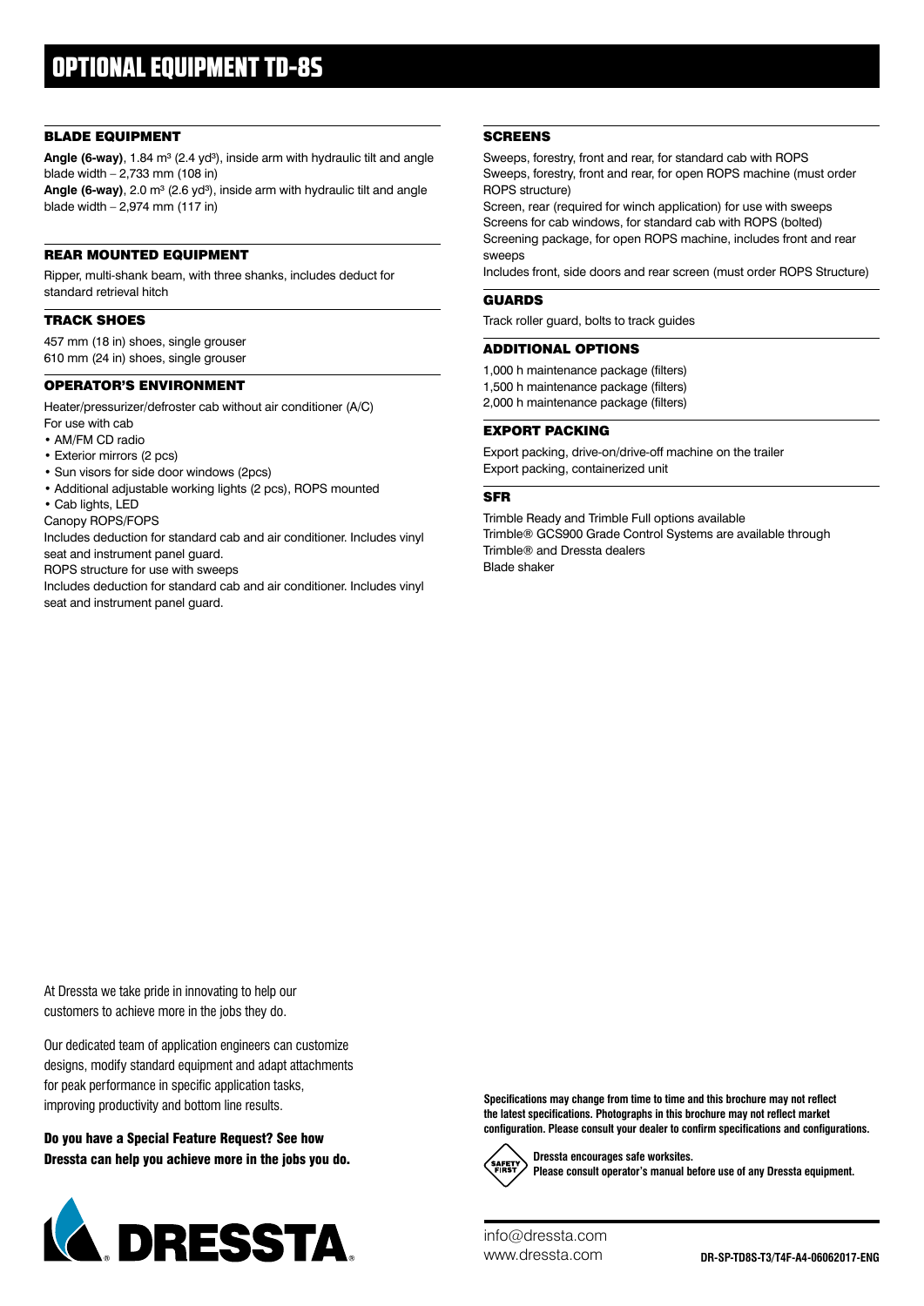# OPTIONAL EQUIPMENT TD-8S

## BLADE EQUIPMENT

**Angle (6-way)**, 1.84 m³ (2.4 yd³), inside arm with hydraulic tilt and angle blade width – 2,733 mm (108 in)
**Angle (6-way)**, 2.0 m³ (2.6 yd³), inside arm with hydraulic tilt and angle blade width – 2,974 mm (117 in)

## REAR MOUNTED EQUIPMENT

Ripper, multi-shank beam, with three shanks, includes deduct for standard retrieval hitch

## TRACK SHOES

457 mm (18 in) shoes, single grouser
610 mm (24 in) shoes, single grouser

## OPERATOR'S ENVIRONMENT

Heater/pressurizer/defroster cab without air conditioner (A/C)
For use with cab

- AM/FM CD radio
- Exterior mirrors (2 pcs)
- Sun visors for side door windows (2pcs)
- Additional adjustable working lights (2 pcs), ROPS mounted
- Cab lights, LED

Canopy ROPS/FOPS
Includes deduction for standard cab and air conditioner. Includes vinyl seat and instrument panel guard.
ROPS structure for use with sweeps
Includes deduction for standard cab and air conditioner. Includes vinyl seat and instrument panel guard.

## SCREENS

Sweeps, forestry, front and rear, for standard cab with ROPS
Sweeps, forestry, front and rear, for open ROPS machine (must order ROPS structure)
Screen, rear (required for winch application) for use with sweeps
Screens for cab windows, for standard cab with ROPS (bolted)
Screening package, for open ROPS machine, includes front and rear sweeps
Includes front, side doors and rear screen (must order ROPS Structure)

## GUARDS

Track roller guard, bolts to track guides

## ADDITIONAL OPTIONS

1,000 h maintenance package (filters)
1,500 h maintenance package (filters)
2,000 h maintenance package (filters)

## EXPORT PACKING

Export packing, drive-on/drive-off machine on the trailer
Export packing, containerized unit

## SFR

Trimble Ready and Trimble Full options available
Trimble® GCS900 Grade Control Systems are available through Trimble® and Dressta dealers
Blade shaker

At Dressta we take pride in innovating to help our customers to achieve more in the jobs they do.

Our dedicated team of application engineers can customize designs, modify standard equipment and adapt attachments for peak performance in specific application tasks, improving productivity and bottom line results.

**Do you have a Special Feature Request? See how Dressta can help you achieve more in the jobs you do.**

DRESSTA

**Specifications may change from time to time and this brochure may not reflect the latest specifications. Photographs in this brochure may not reflect market configuration. Please consult your dealer to confirm specifications and configurations.**

SAFETY FIRST

**Dressta encourages safe worksites.**
**Please consult operator's manual before use of any Dressta equipment.**

info@dressta.com
www.dressta.com

DR-SP-TD8S-T3/T4F-A4-06062017-ENG